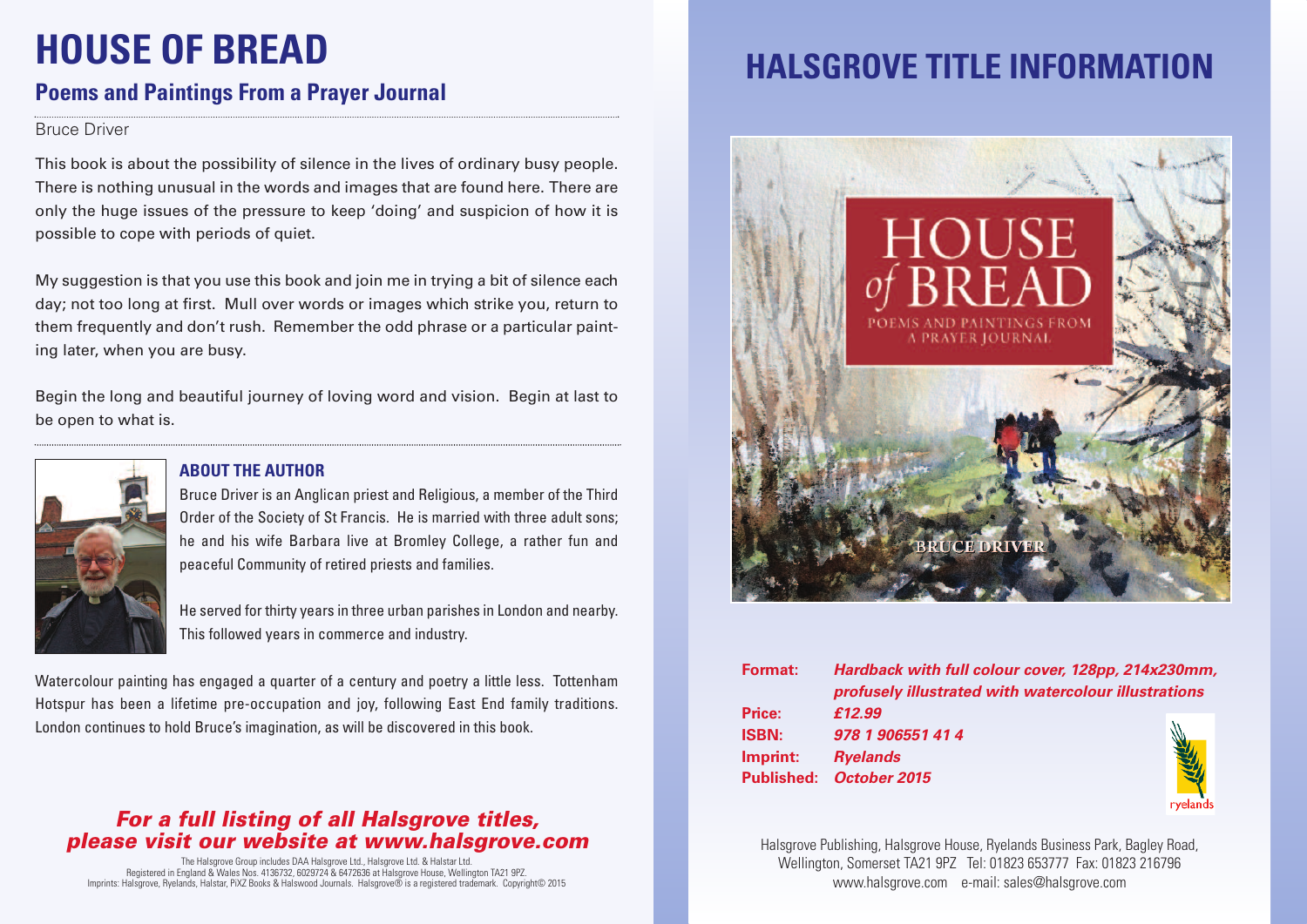# HOUSE OF BREAD

## Poems and Paintings From a Prayer Journal

Bruce Driver

This book is about the possibility of silence in the lives of ordinary busy people. There is nothing unusual in the words and images that are found here. There are only the huge issues of the pressure to keep 'doing' and suspicion of how it is possible to cope with periods of quiet.

My suggestion is that you use this book and join me in trying a bit of silence each day; not too long at first. Mull over words or images which strike you, return to them frequently and don't rush. Remember the odd phrase or a particular painting later, when you are busy.

Begin the long and beautiful journey of loving word and vision. Begin at last to be open to what is.

### ABOUT THE AUTHOR

Bruce Driver is an Anglican priest and Religious, a member of the Third Order of the Society of St Francis. He is married with three adult sons; he and his wife Barbara live at Bromley College, a rather fun and peaceful Community of retired priests and families.

He served for thirty years in three urban parishes in London and nearby. This followed years in commerce and industry.

Watercolour painting has engaged a quarter of a century and poetry a little less. Tottenham Hotspur has been a lifetime pre-occupation and joy, following East End family traditions. London continues to hold Bruce's imagination, as will be discovered in this book.

***For a full listing of all Halsgrove titles, please visit our website at www.halsgrove.com***

The Halsgrove Group includes DAA Halsgrove Ltd., Halsgrove Ltd. & Halstar Ltd.
Registered in England & Wales Nos. 4136732, 6029724 & 6472636 at Halsgrove House, Wellington TA21 9PZ.
Imprints: Halsgrove, Ryelands, Halstar, PiXZ Books & Halswood Journals. Halsgrove® is a registered trademark. Copyright© 2015

# HALSGROVE TITLE INFORMATION

HOUSE of BREAD
POEMS AND PAINTINGS FROM A PRAYER JOURNAL
BRUCE DRIVER

**Format:** ***Hardback with full colour cover, 128pp, 214x230mm, profusely illustrated with watercolour illustrations***
**Price:** ***£12.99***
**ISBN:** ***978 1 906551 41 4***
**Imprint:** ***Ryelands***
**Published:** ***October 2015***

ryelands

Halsgrove Publishing, Halsgrove House, Ryelands Business Park, Bagley Road, Wellington, Somerset TA21 9PZ Tel: 01823 653777 Fax: 01823 216796
www.halsgrove.com e-mail: sales@halsgrove.com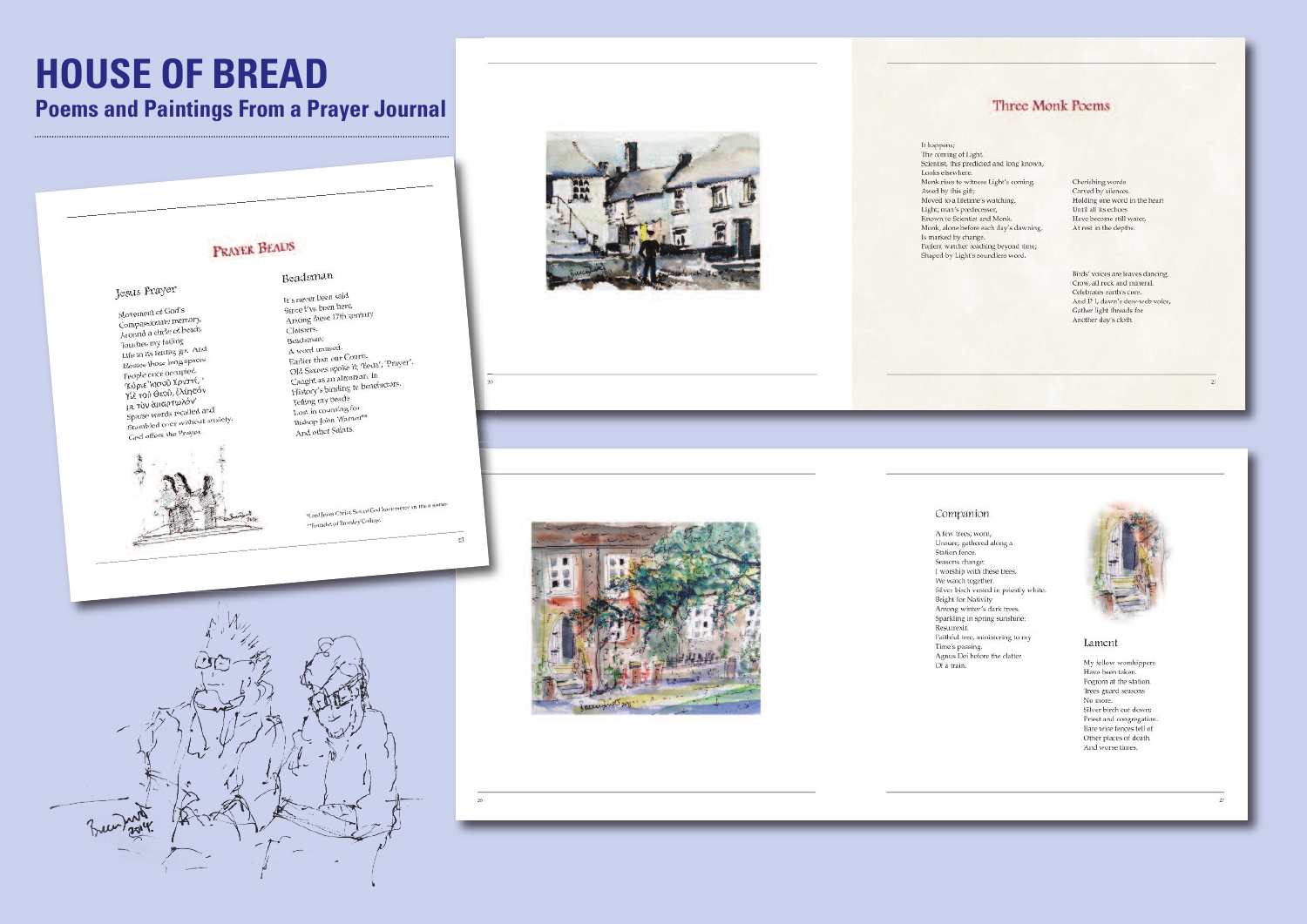# HOUSE OF BREAD

## Poems and Paintings From a Prayer Journal

### PRAYER BEADS

#### Jesus Prayer

Movement of God's
Compassionate memory.
Around a circle of beads
Touches my failing
Life in its letting go. And
Blesses those long spaces
People once occupied.
'Κύριε Ἰησοῦ Χριστέ, *
Υἱὲ τοῦ Θεοῦ, ἐλέησόν
με τὸν ἁμαρτωλόν'
Sparse words recalled and
Stumbled over without anxiety.
God offers the Prayer.

#### Beadsman

It's never been said
Since I've been here,
Among these 17th century
Cloisters.
Beadsman:
A word unused.
Earlier than our Courts,
Old Saxons spoke it; 'Beda'; 'Prayer'.
Caught as an almsman, In
History's binding to benefactors.
Telling my beads
Lost in counting for
Bishop John Warner**
And other Saints.

*Lord Jesus Christ, Son of God have mercy on me a sinner.
**Founder of Bromley College.

### Three Monk Poems

It happens;
The coming of Light.
Scientist, this predicted and long known,
Looks elsewhere.
Monk rises to witness Light's coming.
Awed by this gift;
Moved to a lifetime's watching.
Light; man's predecessor,
Known to Scientist and Monk.
Monk, alone before each day's dawning,
Is marked by change.
Patient watcher reaching beyond time;
Shaped by Light's soundless word.

Cherishing words
Carved by silences.
Holding one word in the heart
Until all its echoes
Have become still water,
At rest in the depths.

Birds' voices are leaves dancing.
Crow, all rock and mineral.
Celebrates earth's core.
And I? I, dawn's dew-web voice,
Gather light threads for
Another day's cloth.

### Companion

A few trees; worn,
Unsure; gathered along a
Station fence.
Seasons change:
I worship with these trees.
We watch together.
Silver birch vested in priestly white.
Bright for Nativity
Among winter's dark trees.
Sparkling in spring sunshine:
Resurrexit.
Faithful tree, ministering to my
Time's passing.
Agnus Dei before the clatter
Of a train.

### Lament

My fellow worshippers
Have been taken.
Pogrom at the station.
Trees guard seasons
No more.
Silver birch cut down;
Priest and congregation.
Bare wire fences tell of
Other places of death
And worse times.